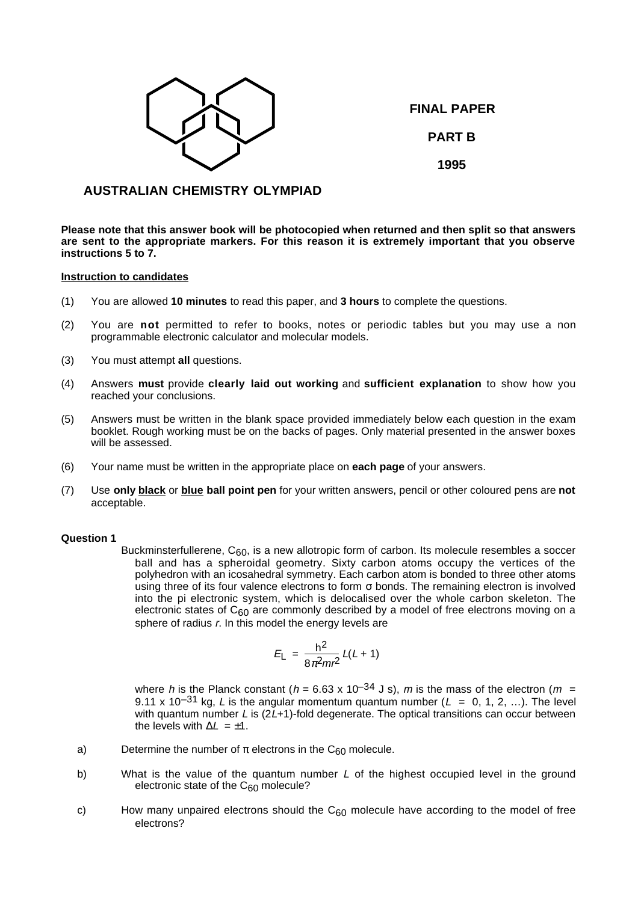**FINAL PAPER**

**PART B**

**1995**

# AUSTRALIAN CHEMISTRY OLYMPIAD

**Please note that this answer book will be photocopied when returned and then split so that answers are sent to the appropriate markers. For this reason it is extremely important that you observe instructions 5 to 7.**

**Instruction to candidates**

(1) You are allowed **10 minutes** to read this paper, and **3 hours** to complete the questions.

(2) You are **not** permitted to refer to books, notes or periodic tables but you may use a non programmable electronic calculator and molecular models.

(3) You must attempt **all** questions.

(4) Answers **must** provide **clearly laid out working** and **sufficient explanation** to show how you reached your conclusions.

(5) Answers must be written in the blank space provided immediately below each question in the exam booklet. Rough working must be on the backs of pages. Only material presented in the answer boxes will be assessed.

(6) Your name must be written in the appropriate place on **each page** of your answers.

(7) Use **only black** or **blue ball point pen** for your written answers, pencil or other coloured pens are **not** acceptable.

**Question 1**

Buckminsterfullerene, $C_{60}$, is a new allotropic form of carbon. Its molecule resembles a soccer ball and has a spheroidal geometry. Sixty carbon atoms occupy the vertices of the polyhedron with an icosahedral symmetry. Each carbon atom is bonded to three other atoms using three of its four valence electrons to form σ bonds. The remaining electron is involved into the pi electronic system, which is delocalised over the whole carbon skeleton. The electronic states of $C_{60}$ are commonly described by a model of free electrons moving on a sphere of radius *r*. In this model the energy levels are

$$E_L = \frac{h^2}{8\pi^2 m r^2} L(L+1)$$

where *h* is the Planck constant ($h = 6.63 \times 10^{-34}$ J s), *m* is the mass of the electron ($m = 9.11 \times 10^{-31}$ kg, *L* is the angular momentum quantum number ($L = 0, 1, 2, \ldots$). The level with quantum number *L* is $(2L+1)$-fold degenerate. The optical transitions can occur between the levels with $\Delta L = \pm 1$.

a) Determine the number of π electrons in the $C_{60}$ molecule.

b) What is the value of the quantum number *L* of the highest occupied level in the ground electronic state of the $C_{60}$ molecule?

c) How many unpaired electrons should the $C_{60}$ molecule have according to the model of free electrons?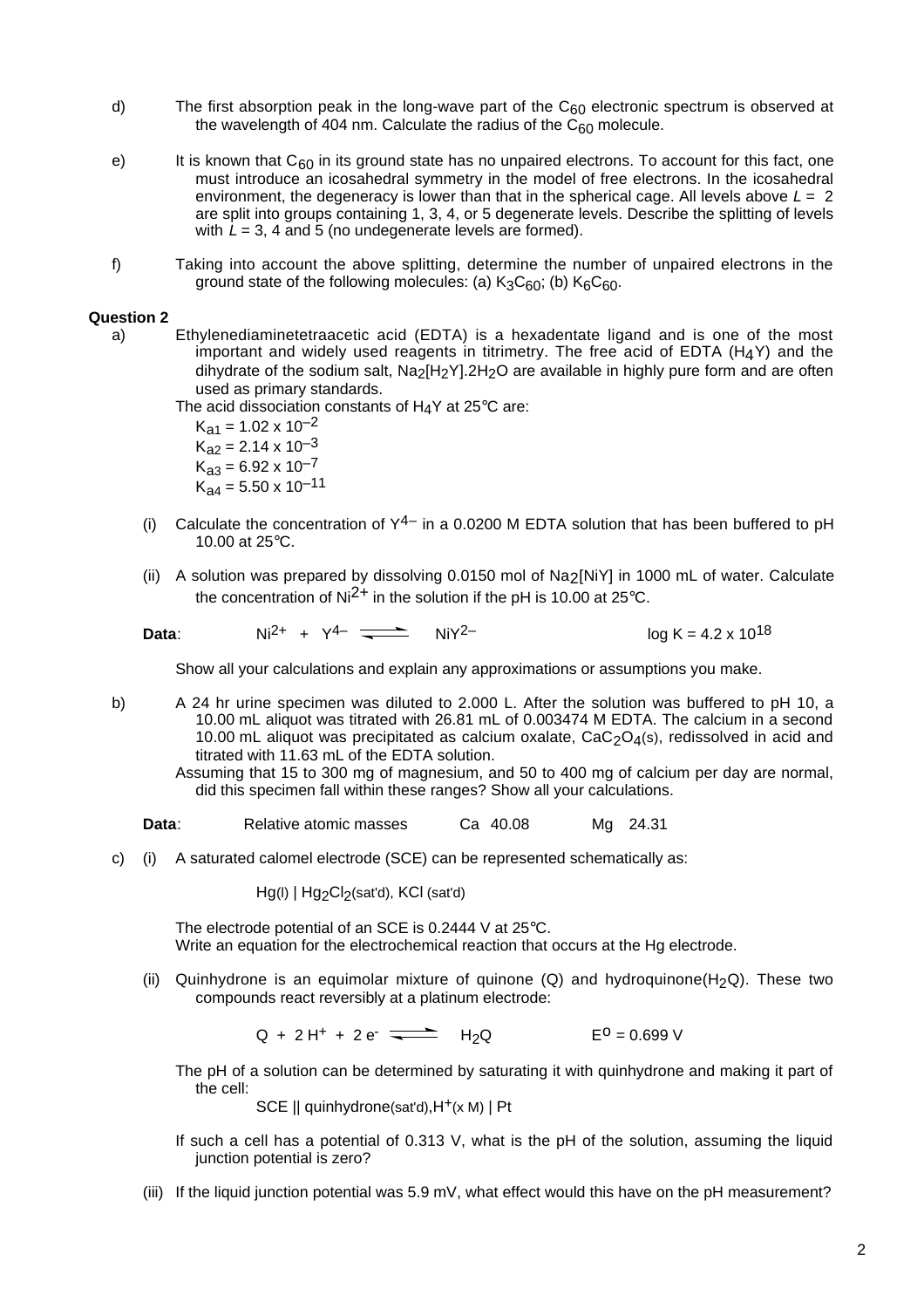d) The first absorption peak in the long-wave part of the $C_{60}$ electronic spectrum is observed at the wavelength of 404 nm. Calculate the radius of the $C_{60}$ molecule.

e) It is known that $C_{60}$ in its ground state has no unpaired electrons. To account for this fact, one must introduce an icosahedral symmetry in the model of free electrons. In the icosahedral environment, the degeneracy is lower than that in the spherical cage. All levels above $L = 2$ are split into groups containing 1, 3, 4, or 5 degenerate levels. Describe the splitting of levels with $L = 3$, 4 and 5 (no undegenerate levels are formed).

f) Taking into account the above splitting, determine the number of unpaired electrons in the ground state of the following molecules: (a) $K_3C_{60}$; (b) $K_6C_{60}$.

**Question 2**

a) Ethylenediaminetetraacetic acid (EDTA) is a hexadentate ligand and is one of the most important and widely used reagents in titrimetry. The free acid of EDTA ($H_4Y$) and the dihydrate of the sodium salt, $Na_2[H_2Y].2H_2O$ are available in highly pure form and are often used as primary standards.

The acid dissociation constants of $H_4Y$ at 25°C are:

$K_{a1} = 1.02 \times 10^{-2}$
$K_{a2} = 2.14 \times 10^{-3}$
$K_{a3} = 6.92 \times 10^{-7}$
$K_{a4} = 5.50 \times 10^{-11}$

(i) Calculate the concentration of $Y^{4-}$ in a 0.0200 M EDTA solution that has been buffered to pH 10.00 at 25°C.

(ii) A solution was prepared by dissolving 0.0150 mol of $Na_2[NiY]$ in 1000 mL of water. Calculate the concentration of $Ni^{2+}$ in the solution if the pH is 10.00 at 25°C.

**Data**: $Ni^{2+} + Y^{4-} \rightleftharpoons NiY^{2-}$ $\log K = 4.2 \times 10^{18}$

Show all your calculations and explain any approximations or assumptions you make.

b) A 24 hr urine specimen was diluted to 2.000 L. After the solution was buffered to pH 10, a 10.00 mL aliquot was titrated with 26.81 mL of 0.003474 M EDTA. The calcium in a second 10.00 mL aliquot was precipitated as calcium oxalate, $CaC_2O_4(s)$, redissolved in acid and titrated with 11.63 mL of the EDTA solution.

Assuming that 15 to 300 mg of magnesium, and 50 to 400 mg of calcium per day are normal, did this specimen fall within these ranges? Show all your calculations.

**Data**: Relative atomic masses Ca 40.08 Mg 24.31

c) (i) A saturated calomel electrode (SCE) can be represented schematically as:

$Hg_{(l)}$ | $Hg_2Cl_2$(sat'd), KCl (sat'd)

The electrode potential of an SCE is 0.2444 V at 25°C.
Write an equation for the electrochemical reaction that occurs at the Hg electrode.

(ii) Quinhydrone is an equimolar mixture of quinone (Q) and hydroquinone($H_2Q$). These two compounds react reversibly at a platinum electrode:

$$Q + 2\,H^+ + 2\,e^- \rightleftharpoons H_2Q \qquad E^o = 0.699\ V$$

The pH of a solution can be determined by saturating it with quinhydrone and making it part of the cell:

SCE || quinhydrone(sat'd),$H^+$(x M) | Pt

If such a cell has a potential of 0.313 V, what is the pH of the solution, assuming the liquid junction potential is zero?

(iii) If the liquid junction potential was 5.9 mV, what effect would this have on the pH measurement?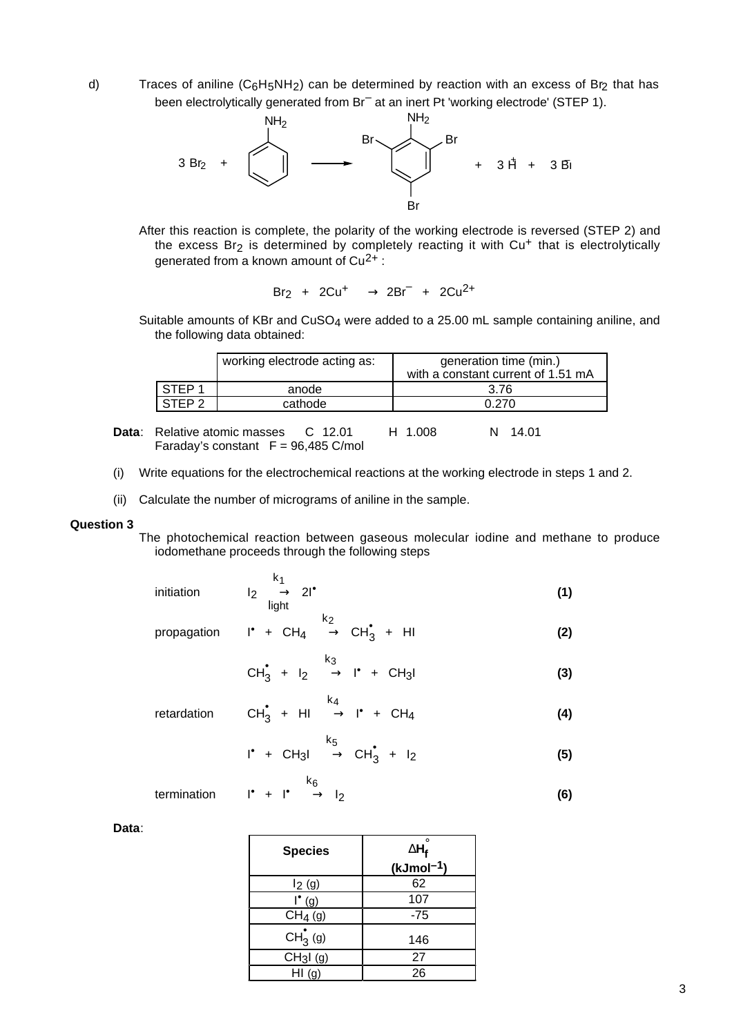d) Traces of aniline ($C_6H_5NH_2$) can be determined by reaction with an excess of $Br_2$ that has been electrolytically generated from $Br^-$ at an inert Pt 'working electrode' (STEP 1).

$$3\,Br_2 + C_6H_5NH_2 \longrightarrow C_6H_2Br_3NH_2 + 3\,H^+ + 3\,Br^-$$

(aniline → 2,4,6-tribromoaniline)

After this reaction is complete, the polarity of the working electrode is reversed (STEP 2) and the excess $Br_2$ is determined by completely reacting it with $Cu^+$ that is electrolytically generated from a known amount of $Cu^{2+}$ :

$$Br_2 + 2Cu^+ \rightarrow 2Br^- + 2Cu^{2+}$$

Suitable amounts of KBr and $CuSO_4$ were added to a 25.00 mL sample containing aniline, and the following data obtained:

| | working electrode acting as: | generation time (min.) with a constant current of 1.51 mA |
|---|---|---|
| STEP 1 | anode | 3.76 |
| STEP 2 | cathode | 0.270 |

**Data**: Relative atomic masses C 12.01 H 1.008 N 14.01
Faraday's constant F = 96,485 C/mol

(i) Write equations for the electrochemical reactions at the working electrode in steps 1 and 2.

(ii) Calculate the number of micrograms of aniline in the sample.

**Question 3**

The photochemical reaction between gaseous molecular iodine and methane to produce iodomethane proceeds through the following steps

| | | |
|---|---|---|
| initiation | $I_2 \xrightarrow[\text{light}]{k_1} 2I^\bullet$ | **(1)** |
| propagation | $I^\bullet + CH_4 \xrightarrow{k_2} CH_3^\bullet + HI$ | **(2)** |
| | $CH_3^\bullet + I_2 \xrightarrow{k_3} I^\bullet + CH_3I$ | **(3)** |
| retardation | $CH_3^\bullet + HI \xrightarrow{k_4} I^\bullet + CH_4$ | **(4)** |
| | $I^\bullet + CH_3I \xrightarrow{k_5} CH_3^\bullet + I_2$ | **(5)** |
| termination | $I^\bullet + I^\bullet \xrightarrow{k_6} I_2$ | **(6)** |

**Data**:

| Species | $\Delta H_f^\circ$ (kJmol$^{-1}$) |
|---|---|
| $I_2$ (g) | 62 |
| $I^\bullet$ (g) | 107 |
| $CH_4$ (g) | -75 |
| $CH_3^\bullet$ (g) | 146 |
| $CH_3I$ (g) | 27 |
| HI (g) | 26 |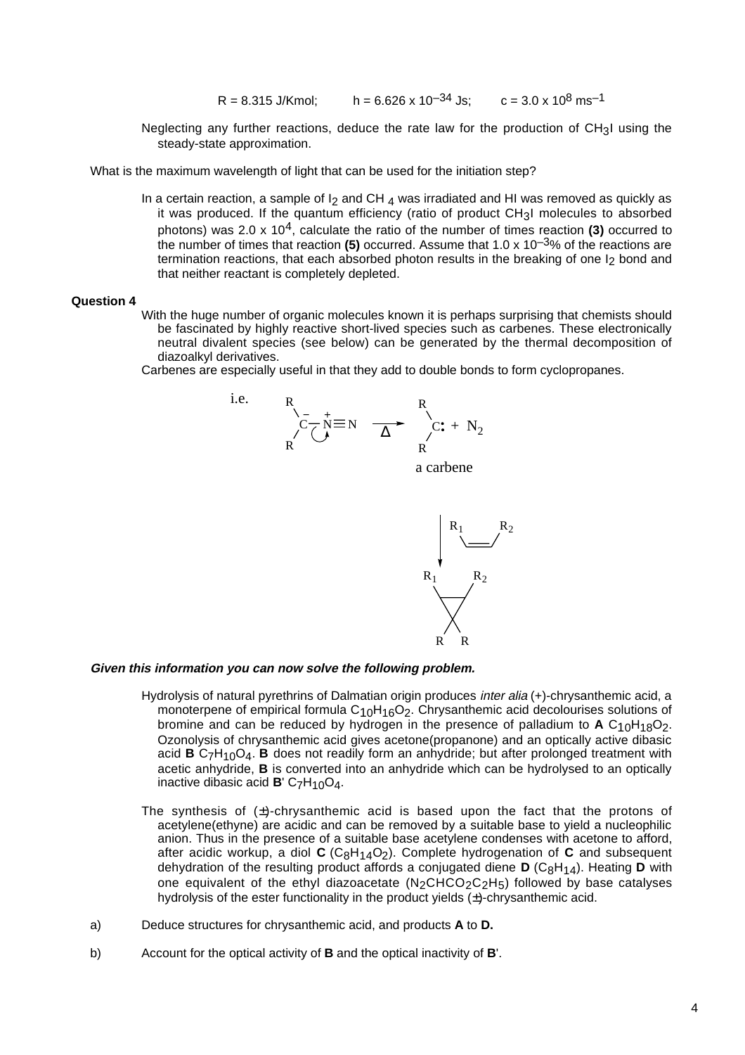$R = 8.315$ J/Kmol; $h = 6.626 \times 10^{-34}$ Js; $c = 3.0 \times 10^{8}$ ms$^{-1}$

Neglecting any further reactions, deduce the rate law for the production of $CH_3I$ using the steady-state approximation.

What is the maximum wavelength of light that can be used for the initiation step?

In a certain reaction, a sample of $I_2$ and $CH_4$ was irradiated and HI was removed as quickly as it was produced. If the quantum efficiency (ratio of product $CH_3I$ molecules to absorbed photons) was $2.0 \times 10^{4}$, calculate the ratio of the number of times reaction **(3)** occurred to the number of times that reaction **(5)** occurred. Assume that $1.0 \times 10^{-3}$% of the reactions are termination reactions, that each absorbed photon results in the breaking of one $I_2$ bond and that neither reactant is completely depleted.

**Question 4**

With the huge number of organic molecules known it is perhaps surprising that chemists should be fascinated by highly reactive short-lived species such as carbenes. These electronically neutral divalent species (see below) can be generated by the thermal decomposition of diazoalkyl derivatives.

Carbenes are especially useful in that they add to double bonds to form cyclopropanes.

i.e.

$R_2C^{-}{-}N^{+}{\equiv}N \xrightarrow{\Delta} R_2C{:} + N_2$

a carbene

$R_2C{:}$ + $R_1CH{=}CHR_2$ → cyclopropane bearing $R_1$, $R_2$ and $R$, $R$

***Given this information you can now solve the following problem.***

Hydrolysis of natural pyrethrins of Dalmatian origin produces *inter alia* (+)-chrysanthemic acid, a monoterpene of empirical formula $C_{10}H_{16}O_2$. Chrysanthemic acid decolourises solutions of bromine and can be reduced by hydrogen in the presence of palladium to **A** $C_{10}H_{18}O_2$. Ozonolysis of chrysanthemic acid gives acetone(propanone) and an optically active dibasic acid **B** $C_7H_{10}O_4$. **B** does not readily form an anhydride; but after prolonged treatment with acetic anhydride, **B** is converted into an anhydride which can be hydrolysed to an optically inactive dibasic acid **B**' $C_7H_{10}O_4$.

The synthesis of (±)-chrysanthemic acid is based upon the fact that the protons of acetylene(ethyne) are acidic and can be removed by a suitable base to yield a nucleophilic anion. Thus in the presence of a suitable base acetylene condenses with acetone to afford, after acidic workup, a diol **C** ($C_8H_{14}O_2$). Complete hydrogenation of **C** and subsequent dehydration of the resulting product affords a conjugated diene **D** ($C_8H_{14}$). Heating **D** with one equivalent of the ethyl diazoacetate ($N_2CHCO_2C_2H_5$) followed by base catalyses hydrolysis of the ester functionality in the product yields (±)-chrysanthemic acid.

a) Deduce structures for chrysanthemic acid, and products **A** to **D.**

b) Account for the optical activity of **B** and the optical inactivity of **B**'.